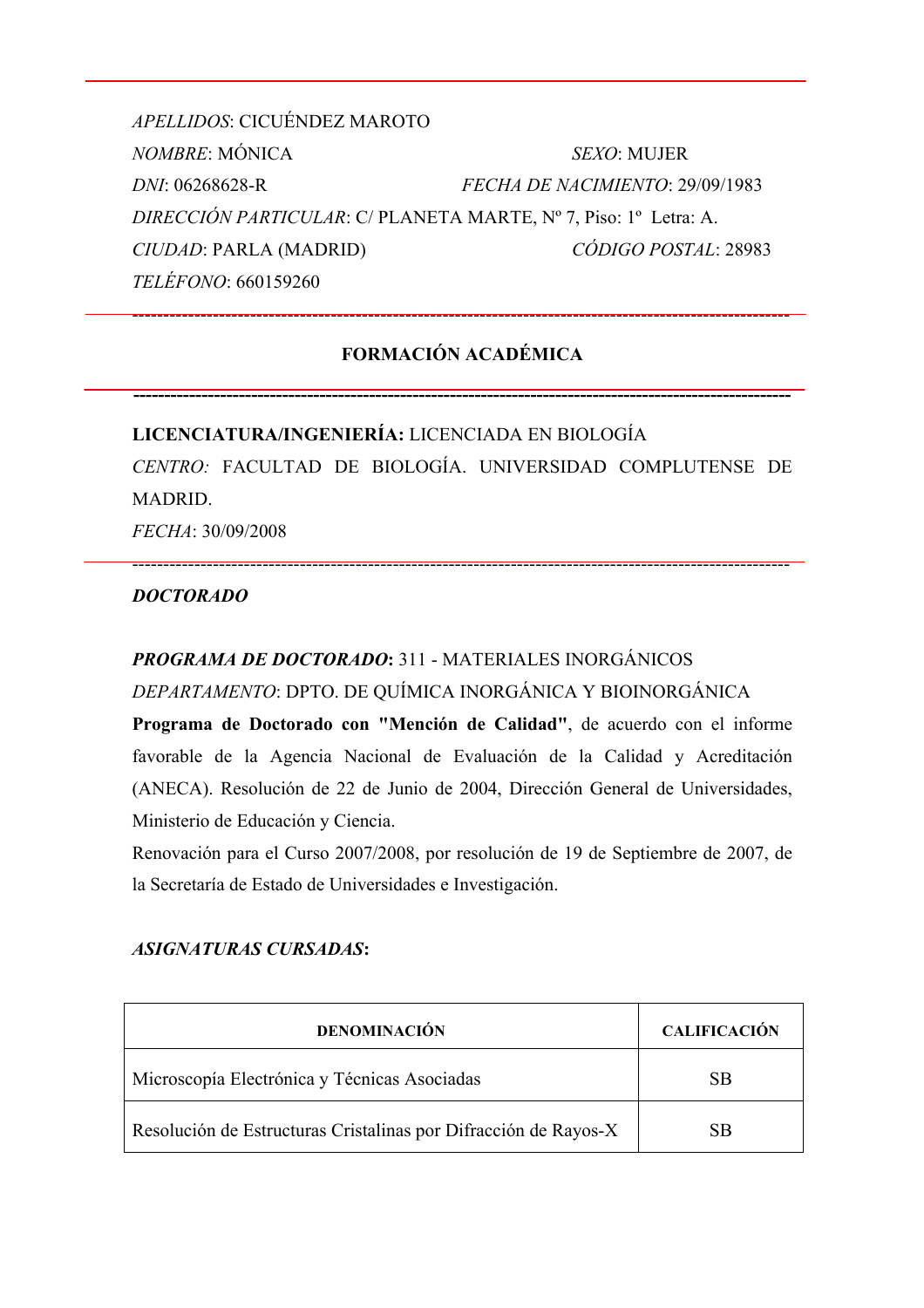*APELLIDOS*: CICUÉNDEZ MAROTO

*NOMBRE*: MÓNICA *SEXO*: MUJER

*DNI*: 06268628-R *FECHA DE NACIMIENTO*: 29/09/1983

*DIRECCIÓN PARTICULAR*: C/ PLANETA MARTE, Nº 7, Piso: 1º Letra: A.

*CIUDAD*: PARLA (MADRID) *CÓDIGO POSTAL*: 28983

*TELÉFONO*: 660159260

---

## FORMACIÓN ACADÉMICA

---

**LICENCIATURA/INGENIERÍA:** LICENCIADA EN BIOLOGÍA

*CENTRO:* FACULTAD DE BIOLOGÍA. UNIVERSIDAD COMPLUTENSE DE MADRID.

*FECHA*: 30/09/2008

---

***DOCTORADO***

***PROGRAMA DE DOCTORADO*:** 311 - MATERIALES INORGÁNICOS

*DEPARTAMENTO*: DPTO. DE QUÍMICA INORGÁNICA Y BIOINORGÁNICA

**Programa de Doctorado con "Mención de Calidad"**, de acuerdo con el informe favorable de la Agencia Nacional de Evaluación de la Calidad y Acreditación (ANECA). Resolución de 22 de Junio de 2004, Dirección General de Universidades, Ministerio de Educación y Ciencia.

Renovación para el Curso 2007/2008, por resolución de 19 de Septiembre de 2007, de la Secretaría de Estado de Universidades e Investigación.

***ASIGNATURAS CURSADAS*:**

| DENOMINACIÓN | CALIFICACIÓN |
|---|---|
| Microscopía Electrónica y Técnicas Asociadas | SB |
| Resolución de Estructuras Cristalinas por Difracción de Rayos-X | SB |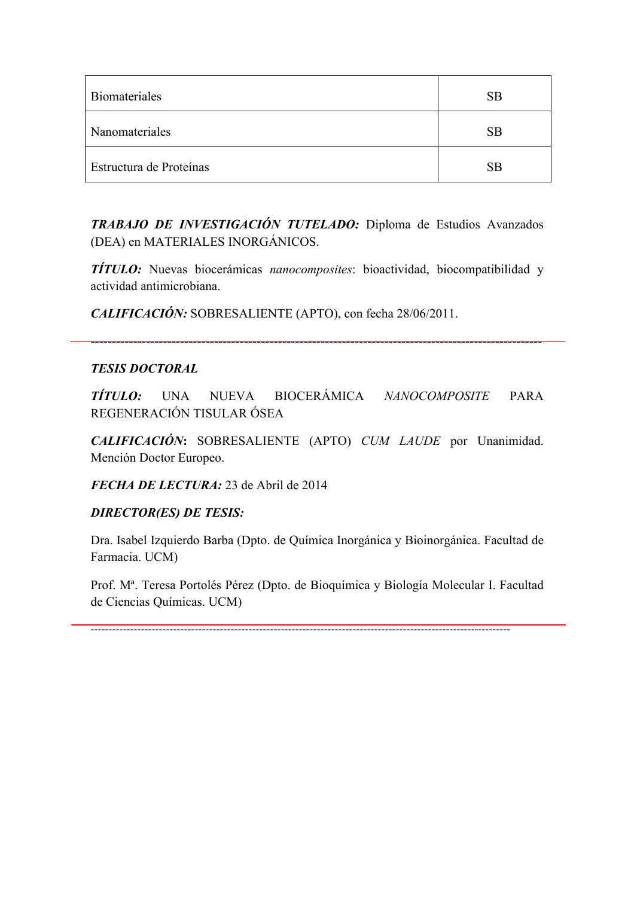| Biomateriales | SB |
|---|---|
| Nanomateriales | SB |
| Estructura de Proteínas | SB |

***TRABAJO DE INVESTIGACIÓN TUTELADO:*** Diploma de Estudios Avanzados (DEA) en MATERIALES INORGÁNICOS.

***TÍTULO:*** Nuevas biocerámicas *nanocomposites*: bioactividad, biocompatibilidad y actividad antimicrobiana.

***CALIFICACIÓN:*** SOBRESALIENTE (APTO), con fecha 28/06/2011.

---

***TESIS DOCTORAL***

***TÍTULO:*** UNA NUEVA BIOCERÁMICA *NANOCOMPOSITE* PARA REGENERACIÓN TISULAR ÓSEA

***CALIFICACIÓN*:** SOBRESALIENTE (APTO) *CUM LAUDE* por Unanimidad. Mención Doctor Europeo.

***FECHA DE LECTURA:*** 23 de Abril de 2014

***DIRECTOR(ES) DE TESIS:***

Dra. Isabel Izquierdo Barba (Dpto. de Química Inorgánica y Bioinorgánica. Facultad de Farmacia. UCM)

Prof. Mª. Teresa Portolés Pérez (Dpto. de Bioquímica y Biología Molecular I. Facultad de Ciencias Químicas. UCM)

---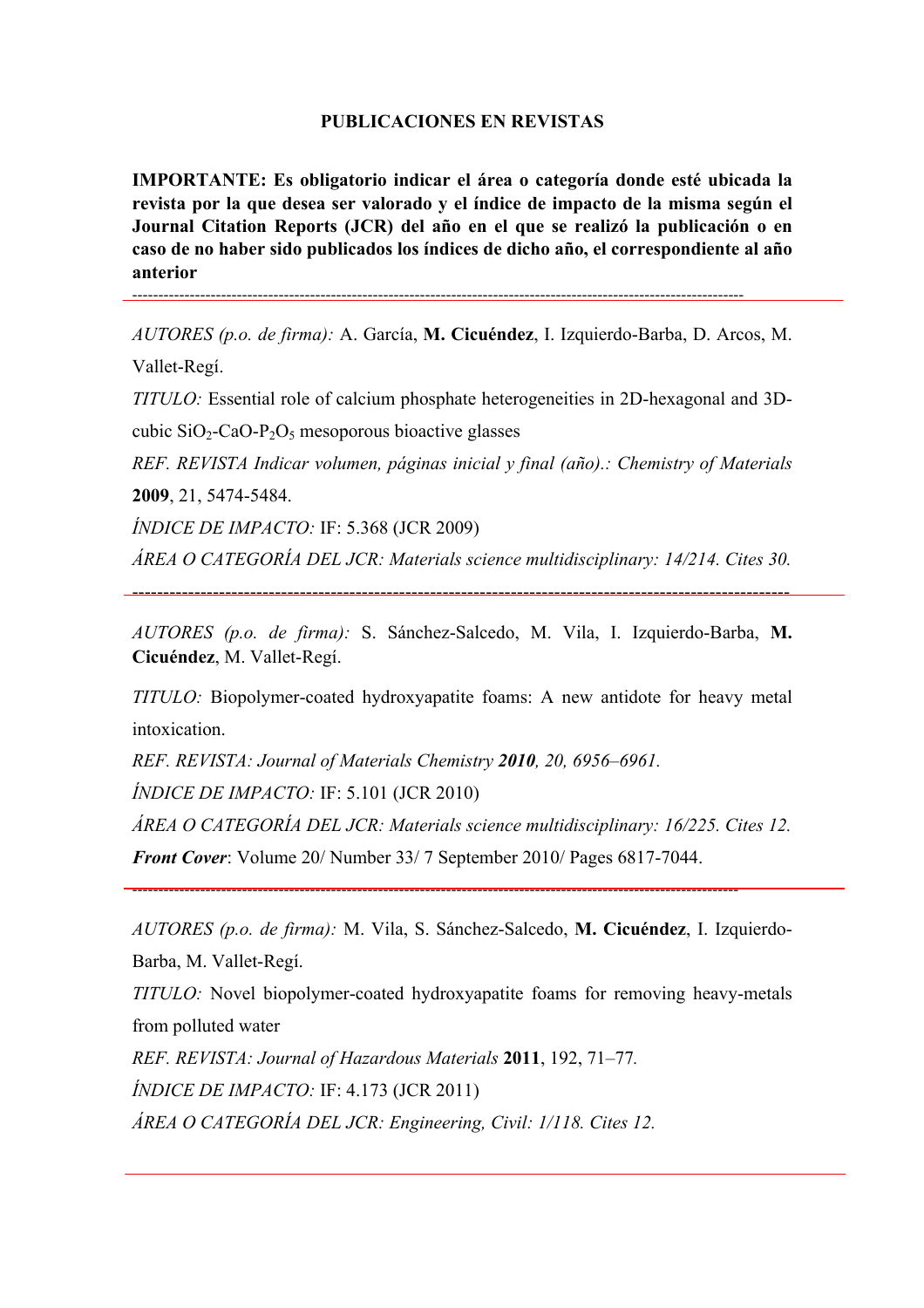**PUBLICACIONES EN REVISTAS**

**IMPORTANTE: Es obligatorio indicar el área o categoría donde esté ubicada la revista por la que desea ser valorado y el índice de impacto de la misma según el Journal Citation Reports (JCR) del año en el que se realizó la publicación o en caso de no haber sido publicados los índices de dicho año, el correspondiente al año anterior**

---

*AUTORES (p.o. de firma):* A. García, **M. Cicuéndez**, I. Izquierdo-Barba, D. Arcos, M. Vallet-Regí.

*TITULO:* Essential role of calcium phosphate heterogeneities in 2D-hexagonal and 3D-cubic $SiO_2$-CaO-$P_2O_5$ mesoporous bioactive glasses

*REF. REVISTA Indicar volumen, páginas inicial y final (año).: Chemistry of Materials* **2009**, 21, 5474-5484.

*ÍNDICE DE IMPACTO:* IF: 5.368 (JCR 2009)

*ÁREA O CATEGORÍA DEL JCR: Materials science multidisciplinary: 14/214. Cites 30.*

---

*AUTORES (p.o. de firma):* S. Sánchez-Salcedo, M. Vila, I. Izquierdo-Barba, **M. Cicuéndez**, M. Vallet-Regí.

*TITULO:* Biopolymer-coated hydroxyapatite foams: A new antidote for heavy metal intoxication.

*REF. REVISTA: Journal of Materials Chemistry* ***2010****, 20, 6956–6961.*

*ÍNDICE DE IMPACTO:* IF: 5.101 (JCR 2010)

*ÁREA O CATEGORÍA DEL JCR: Materials science multidisciplinary: 16/225. Cites 12.*

***Front Cover***: Volume 20/ Number 33/ 7 September 2010/ Pages 6817-7044.

---

*AUTORES (p.o. de firma):* M. Vila, S. Sánchez-Salcedo, **M. Cicuéndez**, I. Izquierdo-Barba, M. Vallet-Regí.

*TITULO:* Novel biopolymer-coated hydroxyapatite foams for removing heavy-metals from polluted water

*REF. REVISTA: Journal of Hazardous Materials* **2011**, 192, 71–77*.*

*ÍNDICE DE IMPACTO:* IF: 4.173 (JCR 2011)

*ÁREA O CATEGORÍA DEL JCR: Engineering, Civil: 1/118. Cites 12.*

---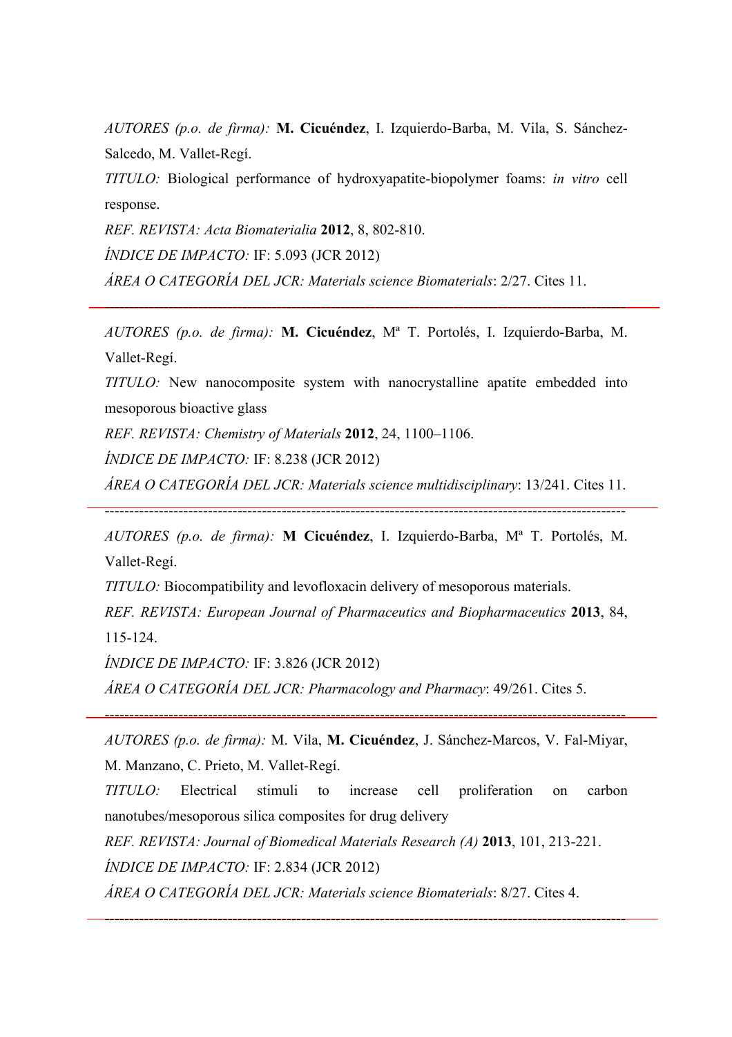*AUTORES (p.o. de firma):* **M. Cicuéndez**, I. Izquierdo-Barba, M. Vila, S. Sánchez-Salcedo, M. Vallet-Regí.

*TITULO:* Biological performance of hydroxyapatite-biopolymer foams: *in vitro* cell response.

*REF. REVISTA: Acta Biomaterialia* **2012**, 8, 802-810.

*ÍNDICE DE IMPACTO:* IF: 5.093 (JCR 2012)

*ÁREA O CATEGORÍA DEL JCR: Materials science Biomaterials*: 2/27. Cites 11.

---

*AUTORES (p.o. de firma):* **M. Cicuéndez**, Mª T. Portolés, I. Izquierdo-Barba, M. Vallet-Regí.

*TITULO:* New nanocomposite system with nanocrystalline apatite embedded into mesoporous bioactive glass

*REF. REVISTA: Chemistry of Materials* **2012**, 24, 1100–1106.

*ÍNDICE DE IMPACTO:* IF: 8.238 (JCR 2012)

*ÁREA O CATEGORÍA DEL JCR: Materials science multidisciplinary*: 13/241. Cites 11.

---

*AUTORES (p.o. de firma):* **M Cicuéndez**, I. Izquierdo-Barba, Mª T. Portolés, M. Vallet-Regí.

*TITULO:* Biocompatibility and levofloxacin delivery of mesoporous materials.

*REF. REVISTA: European Journal of Pharmaceutics and Biopharmaceutics* **2013**, 84, 115-124.

*ÍNDICE DE IMPACTO:* IF: 3.826 (JCR 2012)

*ÁREA O CATEGORÍA DEL JCR: Pharmacology and Pharmacy*: 49/261. Cites 5.

---

*AUTORES (p.o. de firma):* M. Vila, **M. Cicuéndez**, J. Sánchez-Marcos, V. Fal-Miyar, M. Manzano, C. Prieto, M. Vallet-Regí.

*TITULO:* Electrical stimuli to increase cell proliferation on carbon nanotubes/mesoporous silica composites for drug delivery

*REF. REVISTA: Journal of Biomedical Materials Research (A)* **2013**, 101, 213-221.

*ÍNDICE DE IMPACTO:* IF: 2.834 (JCR 2012)

*ÁREA O CATEGORÍA DEL JCR: Materials science Biomaterials*: 8/27. Cites 4.

---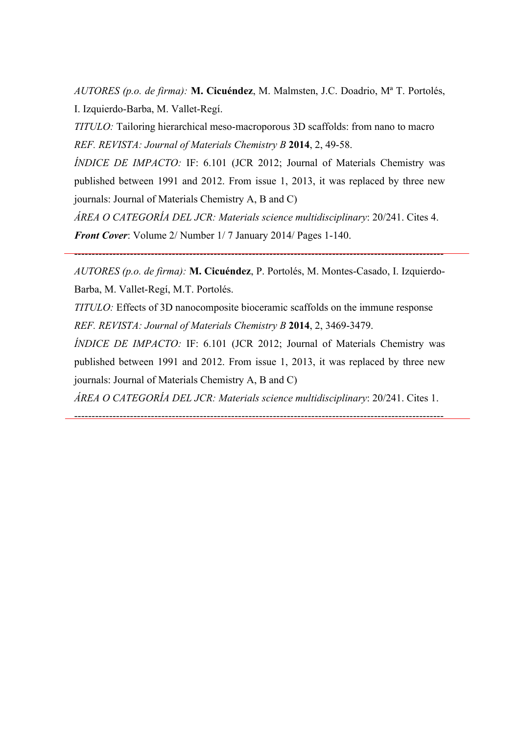*AUTORES (p.o. de firma):* **M. Cicuéndez**, M. Malmsten, J.C. Doadrio, Mª T. Portolés, I. Izquierdo-Barba, M. Vallet-Regí.

*TITULO:* Tailoring hierarchical meso-macroporous 3D scaffolds: from nano to macro

*REF. REVISTA: Journal of Materials Chemistry B* **2014**, 2, 49-58.

*ÍNDICE DE IMPACTO:* IF: 6.101 (JCR 2012; Journal of Materials Chemistry was published between 1991 and 2012. From issue 1, 2013, it was replaced by three new journals: Journal of Materials Chemistry A, B and C)

*ÁREA O CATEGORÍA DEL JCR: Materials science multidisciplinary*: 20/241. Cites 4.

***Front Cover***: Volume 2/ Number 1/ 7 January 2014/ Pages 1-140.

---

*AUTORES (p.o. de firma):* **M. Cicuéndez**, P. Portolés, M. Montes-Casado, I. Izquierdo-Barba, M. Vallet-Regí, M.T. Portolés.

*TITULO:* Effects of 3D nanocomposite bioceramic scaffolds on the immune response

*REF. REVISTA: Journal of Materials Chemistry B* **2014**, 2, 3469-3479.

*ÍNDICE DE IMPACTO:* IF: 6.101 (JCR 2012; Journal of Materials Chemistry was published between 1991 and 2012. From issue 1, 2013, it was replaced by three new journals: Journal of Materials Chemistry A, B and C)

*ÁREA O CATEGORÍA DEL JCR: Materials science multidisciplinary*: 20/241. Cites 1.

---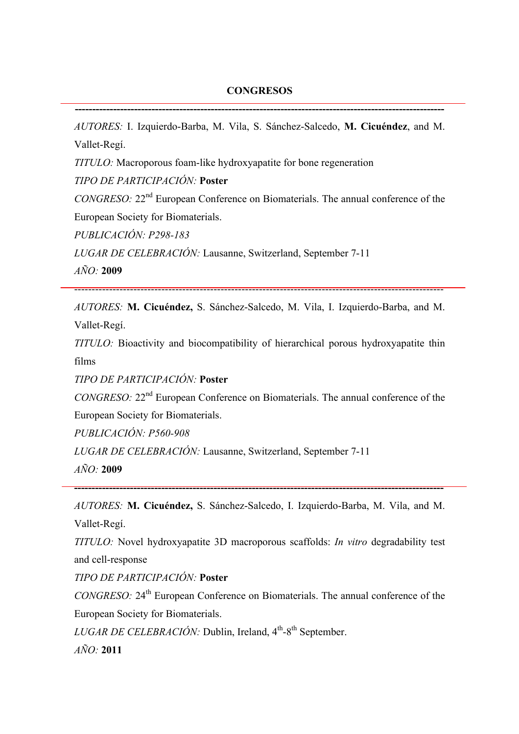**CONGRESOS**

---

*AUTORES:* I. Izquierdo-Barba, M. Vila, S. Sánchez-Salcedo, **M. Cicuéndez**, and M. Vallet-Regí.

*TITULO:* Macroporous foam-like hydroxyapatite for bone regeneration

*TIPO DE PARTICIPACIÓN:* **Poster**

*CONGRESO:* 22nd European Conference on Biomaterials. The annual conference of the European Society for Biomaterials.

*PUBLICACIÓN: P298-183*

*LUGAR DE CELEBRACIÓN:* Lausanne, Switzerland, September 7-11

*AÑO:* **2009**

---

*AUTORES:* **M. Cicuéndez,** S. Sánchez-Salcedo, M. Vila, I. Izquierdo-Barba, and M. Vallet-Regí.

*TITULO:* Bioactivity and biocompatibility of hierarchical porous hydroxyapatite thin films

*TIPO DE PARTICIPACIÓN:* **Poster**

*CONGRESO:* 22nd European Conference on Biomaterials. The annual conference of the European Society for Biomaterials.

*PUBLICACIÓN: P560-908*

*LUGAR DE CELEBRACIÓN:* Lausanne, Switzerland, September 7-11

*AÑO:* **2009**

---

*AUTORES:* **M. Cicuéndez,** S. Sánchez-Salcedo, I. Izquierdo-Barba, M. Vila, and M. Vallet-Regí.

*TITULO:* Novel hydroxyapatite 3D macroporous scaffolds: *In vitro* degradability test and cell-response

*TIPO DE PARTICIPACIÓN:* **Poster**

*CONGRESO:* 24th European Conference on Biomaterials. The annual conference of the European Society for Biomaterials.

*LUGAR DE CELEBRACIÓN:* Dublin, Ireland, 4th-8th September.

*AÑO:* **2011**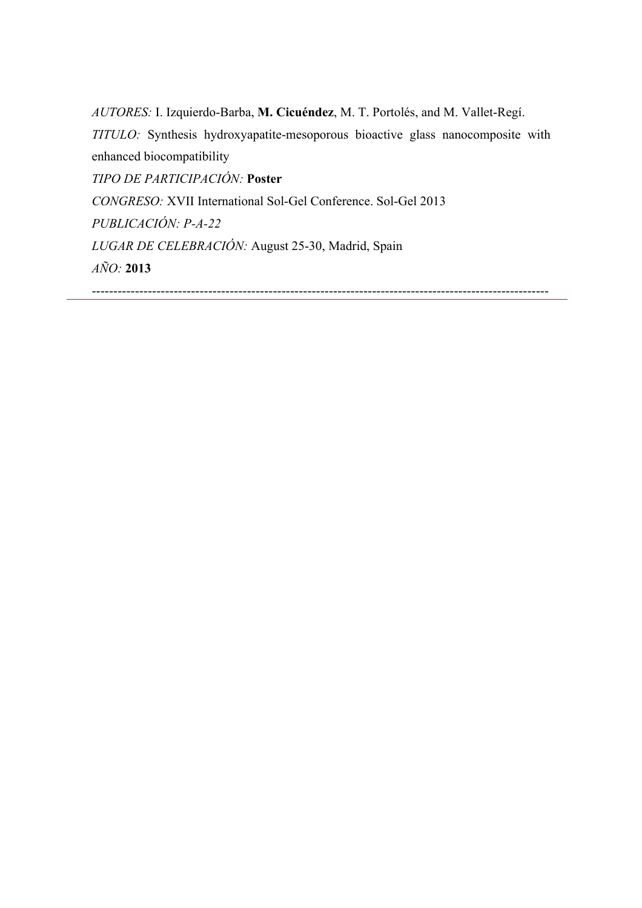*AUTORES:* I. Izquierdo-Barba, **M. Cicuéndez**, M. T. Portolés, and M. Vallet-Regí.

*TITULO:* Synthesis hydroxyapatite-mesoporous bioactive glass nanocomposite with enhanced biocompatibility

*TIPO DE PARTICIPACIÓN:* **Poster**

*CONGRESO:* XVII International Sol-Gel Conference. Sol-Gel 2013

*PUBLICACIÓN: P-A-22*

*LUGAR DE CELEBRACIÓN:* August 25-30, Madrid, Spain

*AÑO:* **2013**

---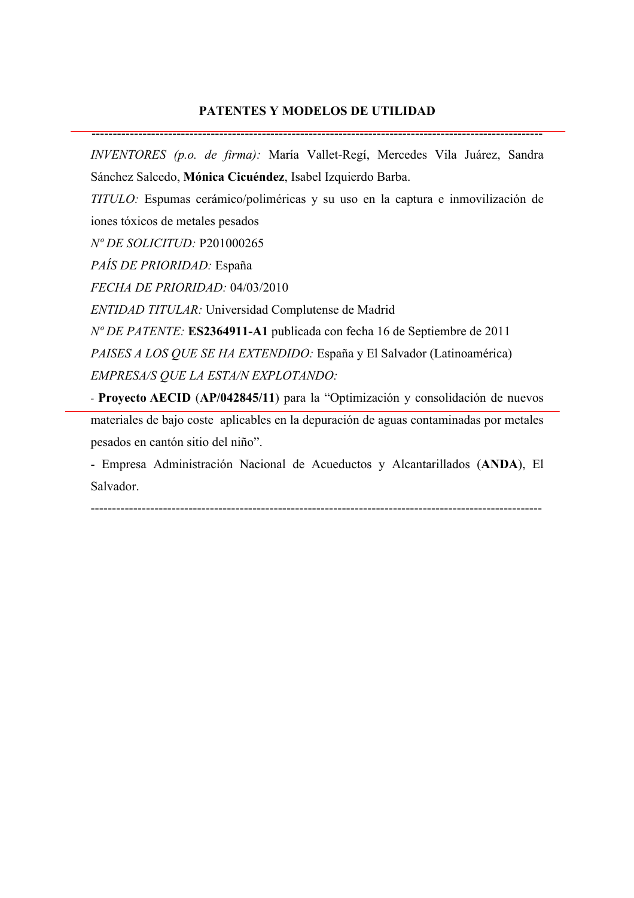**PATENTES Y MODELOS DE UTILIDAD**

---

*INVENTORES (p.o. de firma):* María Vallet-Regí, Mercedes Vila Juárez, Sandra Sánchez Salcedo, **Mónica Cicuéndez**, Isabel Izquierdo Barba.

*TITULO:* Espumas cerámico/poliméricas y su uso en la captura e inmovilización de iones tóxicos de metales pesados

*Nº DE SOLICITUD:* P201000265

*PAÍS DE PRIORIDAD:* España

*FECHA DE PRIORIDAD:* 04/03/2010

*ENTIDAD TITULAR:* Universidad Complutense de Madrid

*Nº DE PATENTE:* **ES2364911-A1** publicada con fecha 16 de Septiembre de 2011

*PAISES A LOS QUE SE HA EXTENDIDO:* España y El Salvador (Latinoamérica)

*EMPRESA/S QUE LA ESTA/N EXPLOTANDO:*

- **Proyecto AECID** (**AP/042845/11**) para la "Optimización y consolidación de nuevos materiales de bajo coste aplicables en la depuración de aguas contaminadas por metales pesados en cantón sitio del niño".
- Empresa Administración Nacional de Acueductos y Alcantarillados (**ANDA**), El Salvador.

---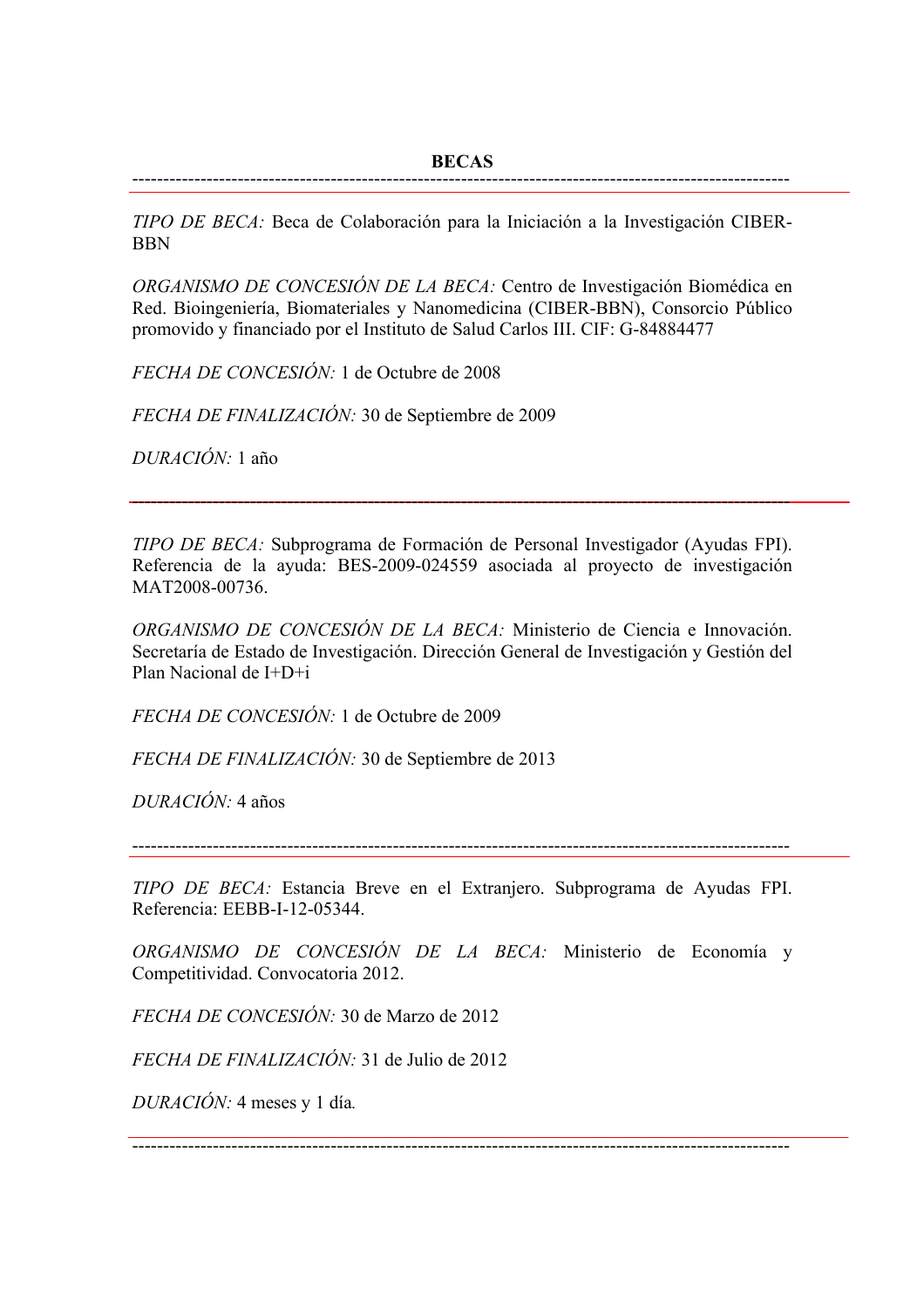**BECAS**

---

*TIPO DE BECA:* Beca de Colaboración para la Iniciación a la Investigación CIBER-BBN

*ORGANISMO DE CONCESIÓN DE LA BECA:* Centro de Investigación Biomédica en Red. Bioingeniería, Biomateriales y Nanomedicina (CIBER-BBN), Consorcio Público promovido y financiado por el Instituto de Salud Carlos III. CIF: G-84884477

*FECHA DE CONCESIÓN:* 1 de Octubre de 2008

*FECHA DE FINALIZACIÓN:* 30 de Septiembre de 2009

*DURACIÓN:* 1 año

---

*TIPO DE BECA:* Subprograma de Formación de Personal Investigador (Ayudas FPI). Referencia de la ayuda: BES-2009-024559 asociada al proyecto de investigación MAT2008-00736.

*ORGANISMO DE CONCESIÓN DE LA BECA:* Ministerio de Ciencia e Innovación. Secretaría de Estado de Investigación. Dirección General de Investigación y Gestión del Plan Nacional de I+D+i

*FECHA DE CONCESIÓN:* 1 de Octubre de 2009

*FECHA DE FINALIZACIÓN:* 30 de Septiembre de 2013

*DURACIÓN:* 4 años

---

*TIPO DE BECA:* Estancia Breve en el Extranjero. Subprograma de Ayudas FPI. Referencia: EEBB-I-12-05344.

*ORGANISMO DE CONCESIÓN DE LA BECA:* Ministerio de Economía y Competitividad. Convocatoria 2012.

*FECHA DE CONCESIÓN:* 30 de Marzo de 2012

*FECHA DE FINALIZACIÓN:* 31 de Julio de 2012

*DURACIÓN:* 4 meses y 1 día.

---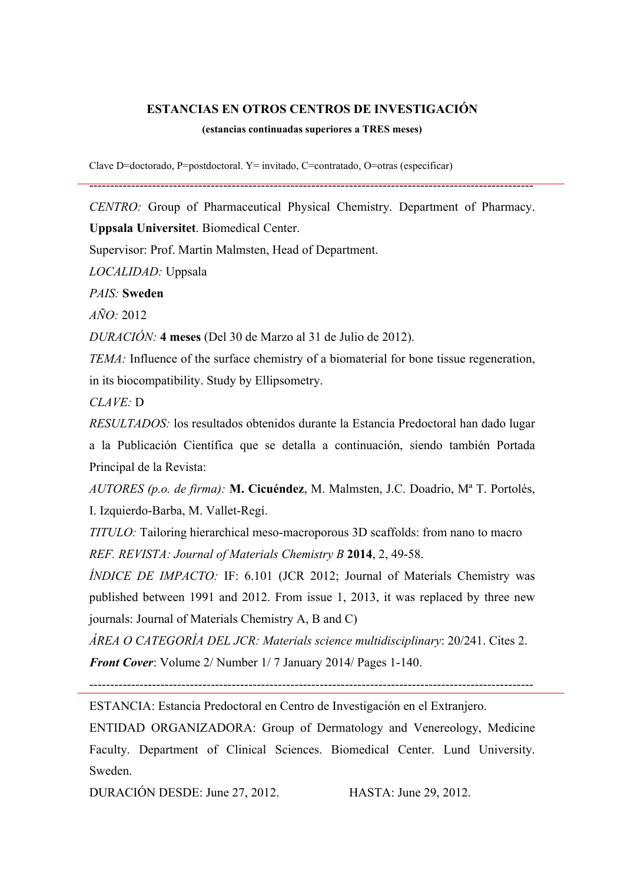**ESTANCIAS EN OTROS CENTROS DE INVESTIGACIÓN**

**(estancias continuadas superiores a TRES meses)**

Clave D=doctorado, P=postdoctoral. Y= invitado, C=contratado, O=otras (especificar)

------------------------------------------------------------------------------------------------------------

*CENTRO:* Group of Pharmaceutical Physical Chemistry. Department of Pharmacy. **Uppsala Universitet**. Biomedical Center.

Supervisor: Prof. Martin Malmsten, Head of Department.

*LOCALIDAD:* Uppsala

*PAIS:* **Sweden**

*AÑO:* 2012

*DURACIÓN:* **4 meses** (Del 30 de Marzo al 31 de Julio de 2012).

*TEMA:* Influence of the surface chemistry of a biomaterial for bone tissue regeneration, in its biocompatibility. Study by Ellipsometry.

*CLAVE:* D

*RESULTADOS:* los resultados obtenidos durante la Estancia Predoctoral han dado lugar a la Publicación Científica que se detalla a continuación, siendo también Portada Principal de la Revista:

*AUTORES (p.o. de firma):* **M. Cicuéndez**, M. Malmsten, J.C. Doadrio, Mª T. Portolés, I. Izquierdo-Barba, M. Vallet-Regí.

*TITULO:* Tailoring hierarchical meso-macroporous 3D scaffolds: from nano to macro

*REF. REVISTA: Journal of Materials Chemistry B* **2014**, 2, 49-58.

*ÍNDICE DE IMPACTO:* IF: 6.101 (JCR 2012; Journal of Materials Chemistry was published between 1991 and 2012. From issue 1, 2013, it was replaced by three new journals: Journal of Materials Chemistry A, B and C)

*ÁREA O CATEGORÍA DEL JCR: Materials science multidisciplinary*: 20/241. Cites 2.

***Front Cover***: Volume 2/ Number 1/ 7 January 2014/ Pages 1-140.

------------------------------------------------------------------------------------------------------------

ESTANCIA: Estancia Predoctoral en Centro de Investigación en el Extranjero.

ENTIDAD ORGANIZADORA: Group of Dermatology and Venereology, Medicine Faculty. Department of Clinical Sciences. Biomedical Center. Lund University. Sweden.

DURACIÓN DESDE: June 27, 2012. HASTA: June 29, 2012.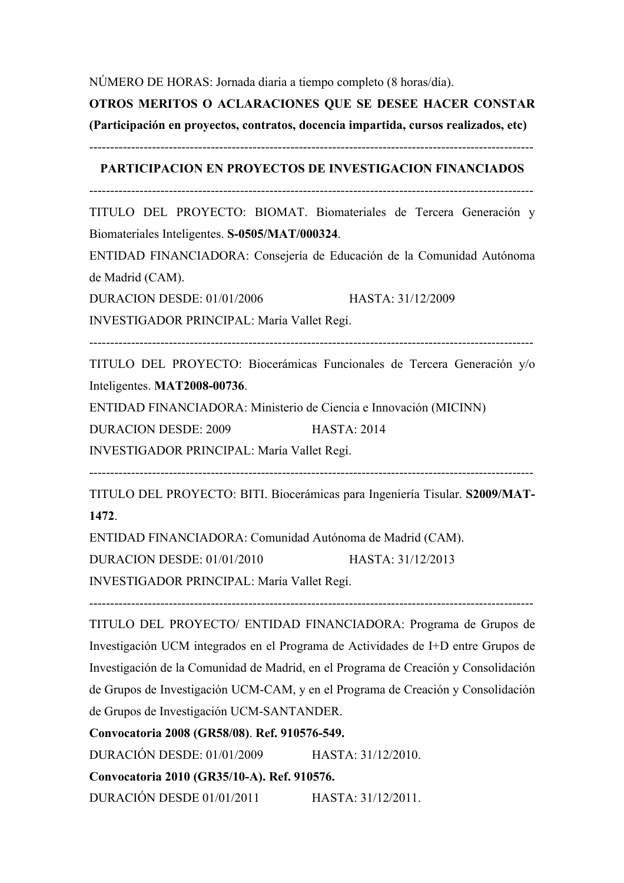NÚMERO DE HORAS: Jornada diaria a tiempo completo (8 horas/día).

**OTROS MERITOS O ACLARACIONES QUE SE DESEE HACER CONSTAR (Participación en proyectos, contratos, docencia impartida, cursos realizados, etc)**

---

**PARTICIPACION EN PROYECTOS DE INVESTIGACION FINANCIADOS**

---

TITULO DEL PROYECTO: BIOMAT. Biomateriales de Tercera Generación y Biomateriales Inteligentes. **S-0505/MAT/000324**.

ENTIDAD FINANCIADORA: Consejería de Educación de la Comunidad Autónoma de Madrid (CAM).

DURACION DESDE: 01/01/2006 HASTA: 31/12/2009

INVESTIGADOR PRINCIPAL: María Vallet Regí.

---

TITULO DEL PROYECTO: Biocerámicas Funcionales de Tercera Generación y/o Inteligentes. **MAT2008-00736**.

ENTIDAD FINANCIADORA: Ministerio de Ciencia e Innovación (MICINN)

DURACION DESDE: 2009 HASTA: 2014

INVESTIGADOR PRINCIPAL: María Vallet Regí.

---

TITULO DEL PROYECTO: BITI. Biocerámicas para Ingeniería Tisular. **S2009/MAT-1472**.

ENTIDAD FINANCIADORA: Comunidad Autónoma de Madrid (CAM).

DURACION DESDE: 01/01/2010 HASTA: 31/12/2013

INVESTIGADOR PRINCIPAL: María Vallet Regí.

---

TITULO DEL PROYECTO/ ENTIDAD FINANCIADORA: Programa de Grupos de Investigación UCM integrados en el Programa de Actividades de I+D entre Grupos de Investigación de la Comunidad de Madrid, en el Programa de Creación y Consolidación de Grupos de Investigación UCM-CAM, y en el Programa de Creación y Consolidación de Grupos de Investigación UCM-SANTANDER.

**Convocatoria 2008 (GR58/08)**. **Ref. 910576-549.**

DURACIÓN DESDE: 01/01/2009 HASTA: 31/12/2010.

**Convocatoria 2010 (GR35/10-A). Ref. 910576.**

DURACIÓN DESDE 01/01/2011 HASTA: 31/12/2011.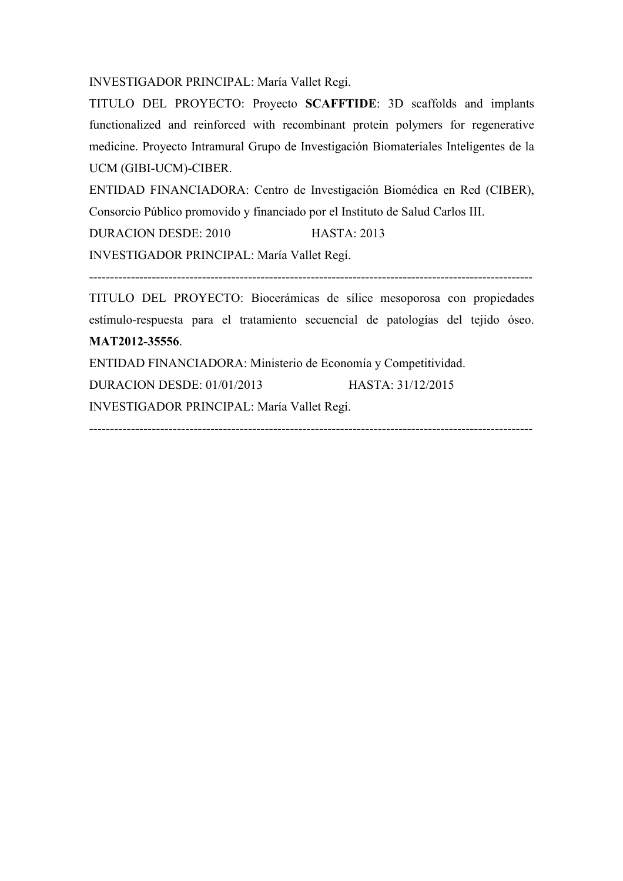INVESTIGADOR PRINCIPAL: María Vallet Regí.

TITULO DEL PROYECTO: Proyecto **SCAFFTIDE**: 3D scaffolds and implants functionalized and reinforced with recombinant protein polymers for regenerative medicine. Proyecto Intramural Grupo de Investigación Biomateriales Inteligentes de la UCM (GIBI-UCM)-CIBER.

ENTIDAD FINANCIADORA: Centro de Investigación Biomédica en Red (CIBER), Consorcio Público promovido y financiado por el Instituto de Salud Carlos III.

DURACION DESDE: 2010 HASTA: 2013

INVESTIGADOR PRINCIPAL: María Vallet Regí.

-----------------------------------------------------------------------------------------------------------

TITULO DEL PROYECTO: Biocerámicas de sílice mesoporosa con propiedades estímulo-respuesta para el tratamiento secuencial de patologías del tejido óseo. **MAT2012-35556**.

ENTIDAD FINANCIADORA: Ministerio de Economía y Competitividad.

DURACION DESDE: 01/01/2013 HASTA: 31/12/2015

INVESTIGADOR PRINCIPAL: María Vallet Regí.

-----------------------------------------------------------------------------------------------------------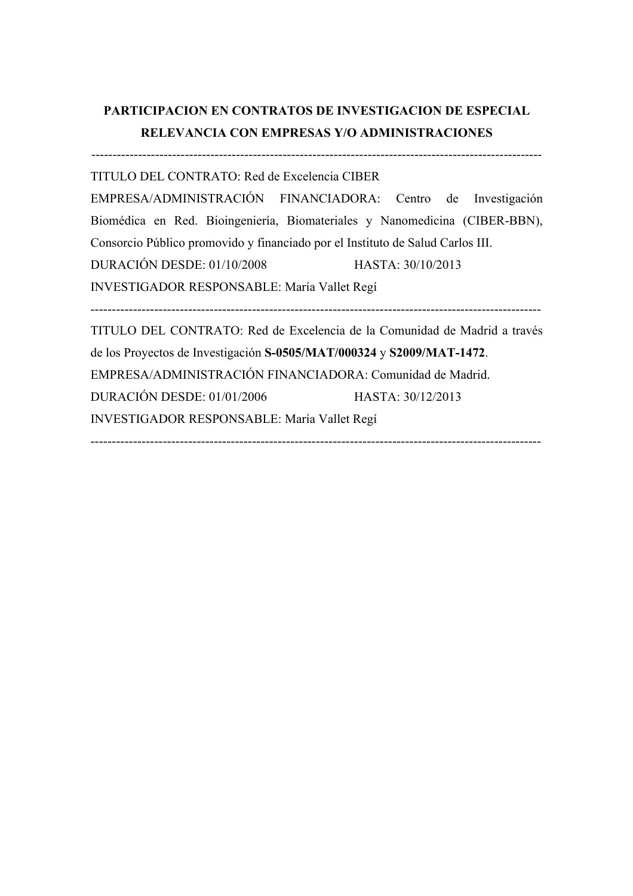**PARTICIPACION EN CONTRATOS DE INVESTIGACION DE ESPECIAL RELEVANCIA CON EMPRESAS Y/O ADMINISTRACIONES**

---

TITULO DEL CONTRATO: Red de Excelencia CIBER

EMPRESA/ADMINISTRACIÓN FINANCIADORA: Centro de Investigación Biomédica en Red. Bioingeniería, Biomateriales y Nanomedicina (CIBER-BBN), Consorcio Público promovido y financiado por el Instituto de Salud Carlos III.

DURACIÓN DESDE: 01/10/2008 HASTA: 30/10/2013

INVESTIGADOR RESPONSABLE: María Vallet Regí

---

TITULO DEL CONTRATO: Red de Excelencia de la Comunidad de Madrid a través de los Proyectos de Investigación **S-0505/MAT/000324** y **S2009/MAT-1472**.

EMPRESA/ADMINISTRACIÓN FINANCIADORA: Comunidad de Madrid.

DURACIÓN DESDE: 01/01/2006 HASTA: 30/12/2013

INVESTIGADOR RESPONSABLE: María Vallet Regí

---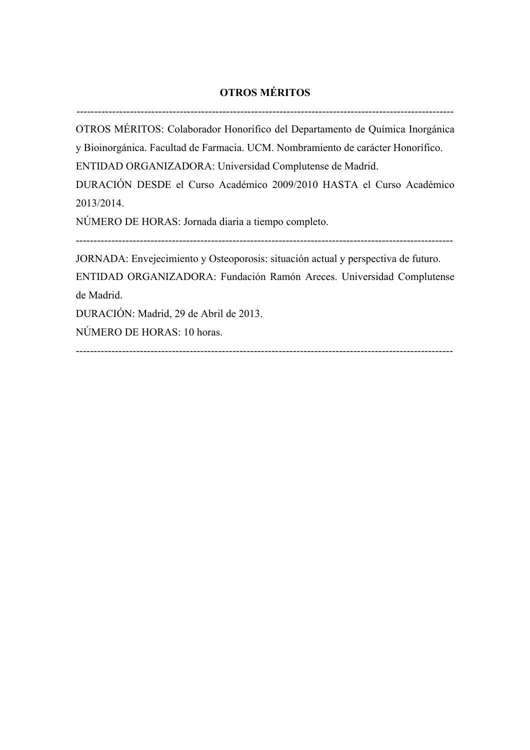**OTROS MÉRITOS**

---------------------------------------------------------------------------------------------------------

OTROS MÉRITOS: Colaborador Honorífico del Departamento de Química Inorgánica y Bioinorgánica. Facultad de Farmacia. UCM. Nombramiento de carácter Honorífico.

ENTIDAD ORGANIZADORA: Universidad Complutense de Madrid.

DURACIÓN DESDE el Curso Académico 2009/2010 HASTA el Curso Académico 2013/2014.

NÚMERO DE HORAS: Jornada diaria a tiempo completo.

---------------------------------------------------------------------------------------------------------

JORNADA: Envejecimiento y Osteoporosis: situación actual y perspectiva de futuro.

ENTIDAD ORGANIZADORA: Fundación Ramón Areces. Universidad Complutense de Madrid.

DURACIÓN: Madrid, 29 de Abril de 2013.

NÚMERO DE HORAS: 10 horas.

---------------------------------------------------------------------------------------------------------